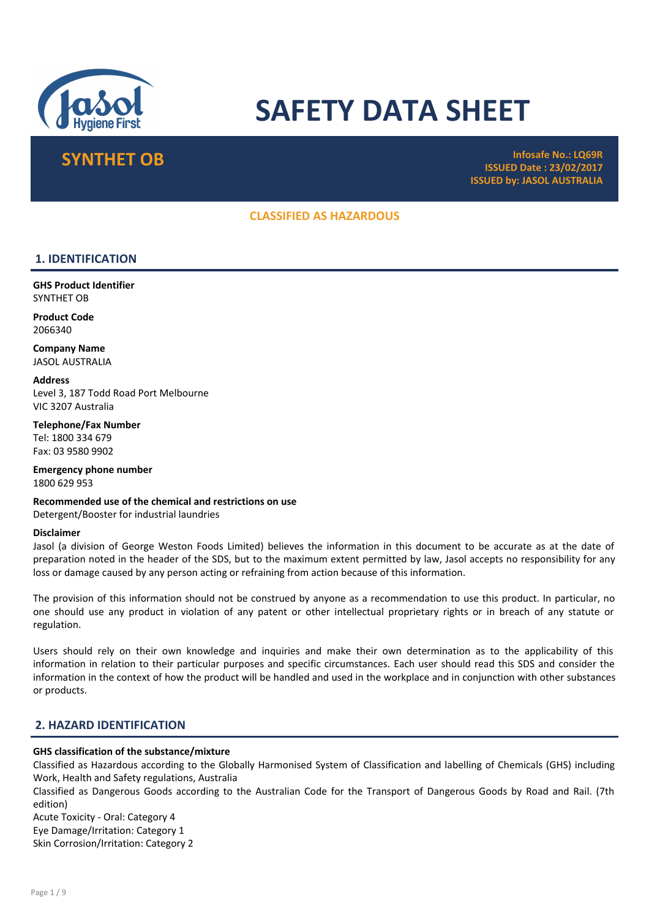# SAFETY DATA SHEET

## SYNTHET OB

**Infosafe No.: LQ69R**
**ISSUED Date : 23/02/2017**
**ISSUED by: JASOL AUSTRALIA**

**CLASSIFIED AS HAZARDOUS**

## 1. IDENTIFICATION

**GHS Product Identifier**
SYNTHET OB

**Product Code**
2066340

**Company Name**
JASOL AUSTRALIA

**Address**
Level 3, 187 Todd Road Port Melbourne
VIC 3207 Australia

**Telephone/Fax Number**
Tel: 1800 334 679
Fax: 03 9580 9902

**Emergency phone number**
1800 629 953

**Recommended use of the chemical and restrictions on use**
Detergent/Booster for industrial laundries

**Disclaimer**
Jasol (a division of George Weston Foods Limited) believes the information in this document to be accurate as at the date of preparation noted in the header of the SDS, but to the maximum extent permitted by law, Jasol accepts no responsibility for any loss or damage caused by any person acting or refraining from action because of this information.

The provision of this information should not be construed by anyone as a recommendation to use this product. In particular, no one should use any product in violation of any patent or other intellectual proprietary rights or in breach of any statute or regulation.

Users should rely on their own knowledge and inquiries and make their own determination as to the applicability of this information in relation to their particular purposes and specific circumstances. Each user should read this SDS and consider the information in the context of how the product will be handled and used in the workplace and in conjunction with other substances or products.

## 2. HAZARD IDENTIFICATION

**GHS classification of the substance/mixture**
Classified as Hazardous according to the Globally Harmonised System of Classification and labelling of Chemicals (GHS) including Work, Health and Safety regulations, Australia
Classified as Dangerous Goods according to the Australian Code for the Transport of Dangerous Goods by Road and Rail. (7th edition)
Acute Toxicity - Oral: Category 4
Eye Damage/Irritation: Category 1
Skin Corrosion/Irritation: Category 2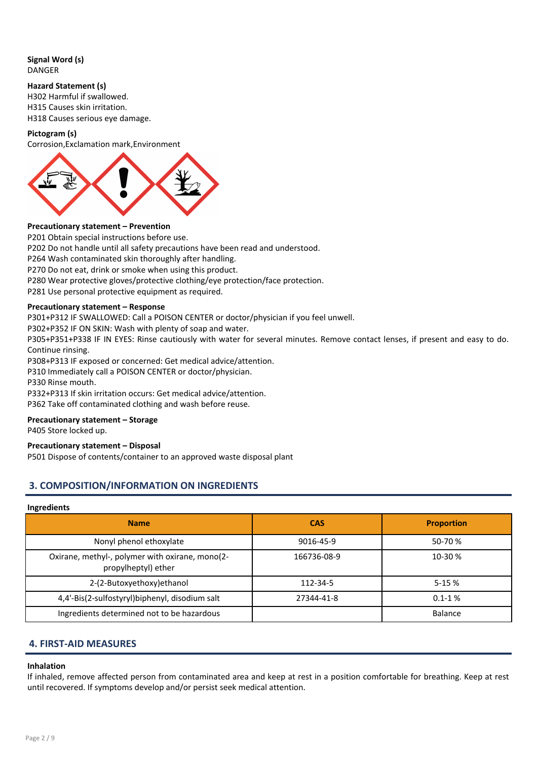**Signal Word (s)**
DANGER

**Hazard Statement (s)**
H302 Harmful if swallowed.
H315 Causes skin irritation.
H318 Causes serious eye damage.

**Pictogram (s)**
Corrosion,Exclamation mark,Environment

**Precautionary statement – Prevention**
P201 Obtain special instructions before use.
P202 Do not handle until all safety precautions have been read and understood.
P264 Wash contaminated skin thoroughly after handling.
P270 Do not eat, drink or smoke when using this product.
P280 Wear protective gloves/protective clothing/eye protection/face protection.
P281 Use personal protective equipment as required.

**Precautionary statement – Response**
P301+P312 IF SWALLOWED: Call a POISON CENTER or doctor/physician if you feel unwell.
P302+P352 IF ON SKIN: Wash with plenty of soap and water.
P305+P351+P338 IF IN EYES: Rinse cautiously with water for several minutes. Remove contact lenses, if present and easy to do. Continue rinsing.
P308+P313 IF exposed or concerned: Get medical advice/attention.
P310 Immediately call a POISON CENTER or doctor/physician.
P330 Rinse mouth.
P332+P313 If skin irritation occurs: Get medical advice/attention.
P362 Take off contaminated clothing and wash before reuse.

**Precautionary statement – Storage**
P405 Store locked up.

**Precautionary statement – Disposal**
P501 Dispose of contents/container to an approved waste disposal plant

## 3. COMPOSITION/INFORMATION ON INGREDIENTS

**Ingredients**

| Name | CAS | Proportion |
|---|---|---|
| Nonyl phenol ethoxylate | 9016-45-9 | 50-70 % |
| Oxirane, methyl-, polymer with oxirane, mono(2-propylheptyl) ether | 166736-08-9 | 10-30 % |
| 2-(2-Butoxyethoxy)ethanol | 112-34-5 | 5-15 % |
| 4,4'-Bis(2-sulfostyryl)biphenyl, disodium salt | 27344-41-8 | 0.1-1 % |
| Ingredients determined not to be hazardous | | Balance |

## 4. FIRST-AID MEASURES

**Inhalation**
If inhaled, remove affected person from contaminated area and keep at rest in a position comfortable for breathing. Keep at rest until recovered. If symptoms develop and/or persist seek medical attention.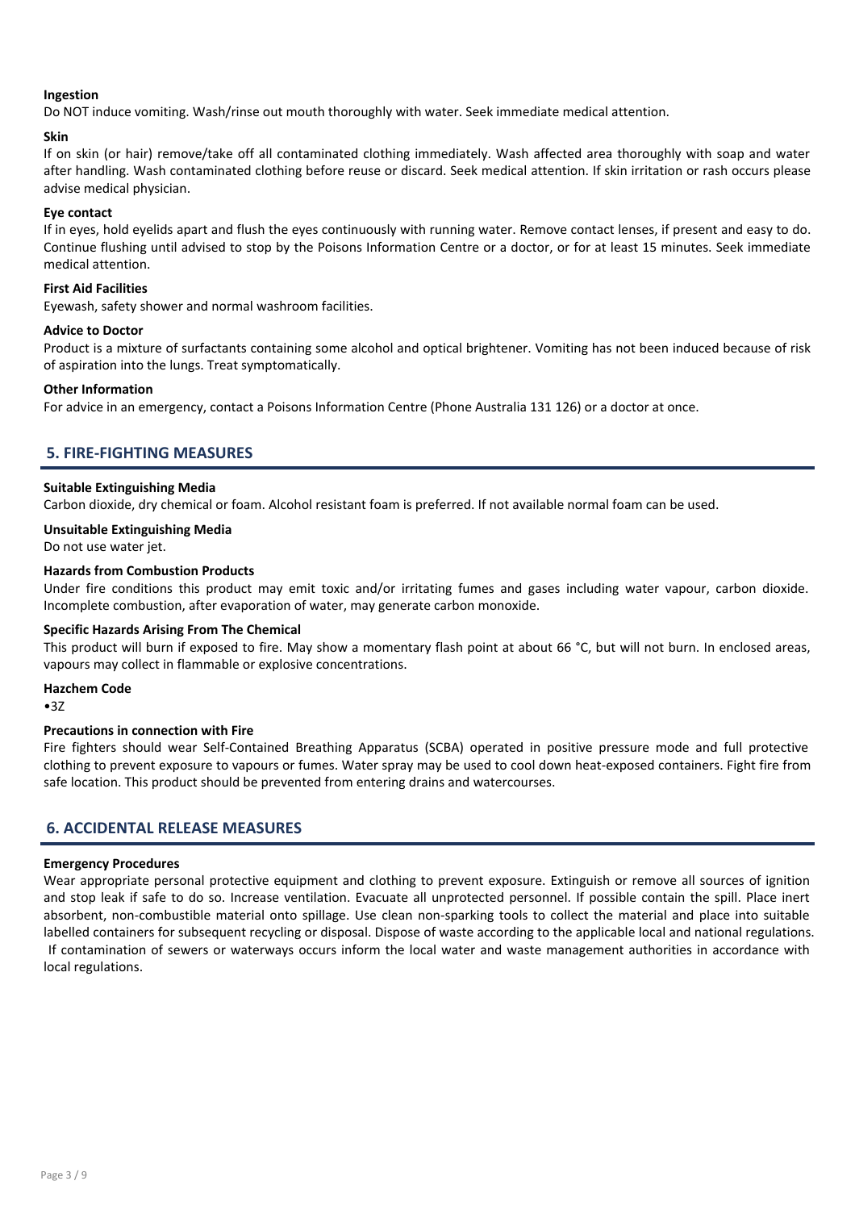**Ingestion**

Do NOT induce vomiting. Wash/rinse out mouth thoroughly with water. Seek immediate medical attention.

**Skin**

If on skin (or hair) remove/take off all contaminated clothing immediately. Wash affected area thoroughly with soap and water after handling. Wash contaminated clothing before reuse or discard. Seek medical attention. If skin irritation or rash occurs please advise medical physician.

**Eye contact**

If in eyes, hold eyelids apart and flush the eyes continuously with running water. Remove contact lenses, if present and easy to do. Continue flushing until advised to stop by the Poisons Information Centre or a doctor, or for at least 15 minutes. Seek immediate medical attention.

**First Aid Facilities**

Eyewash, safety shower and normal washroom facilities.

**Advice to Doctor**

Product is a mixture of surfactants containing some alcohol and optical brightener. Vomiting has not been induced because of risk of aspiration into the lungs. Treat symptomatically.

**Other Information**

For advice in an emergency, contact a Poisons Information Centre (Phone Australia 131 126) or a doctor at once.

## 5. FIRE-FIGHTING MEASURES

**Suitable Extinguishing Media**

Carbon dioxide, dry chemical or foam. Alcohol resistant foam is preferred. If not available normal foam can be used.

**Unsuitable Extinguishing Media**

Do not use water jet.

**Hazards from Combustion Products**

Under fire conditions this product may emit toxic and/or irritating fumes and gases including water vapour, carbon dioxide. Incomplete combustion, after evaporation of water, may generate carbon monoxide.

**Specific Hazards Arising From The Chemical**

This product will burn if exposed to fire. May show a momentary flash point at about 66 °C, but will not burn. In enclosed areas, vapours may collect in flammable or explosive concentrations.

**Hazchem Code**

- 3Z

**Precautions in connection with Fire**

Fire fighters should wear Self-Contained Breathing Apparatus (SCBA) operated in positive pressure mode and full protective clothing to prevent exposure to vapours or fumes. Water spray may be used to cool down heat-exposed containers. Fight fire from safe location. This product should be prevented from entering drains and watercourses.

## 6. ACCIDENTAL RELEASE MEASURES

**Emergency Procedures**

Wear appropriate personal protective equipment and clothing to prevent exposure. Extinguish or remove all sources of ignition and stop leak if safe to do so. Increase ventilation. Evacuate all unprotected personnel. If possible contain the spill. Place inert absorbent, non-combustible material onto spillage. Use clean non-sparking tools to collect the material and place into suitable labelled containers for subsequent recycling or disposal. Dispose of waste according to the applicable local and national regulations. If contamination of sewers or waterways occurs inform the local water and waste management authorities in accordance with local regulations.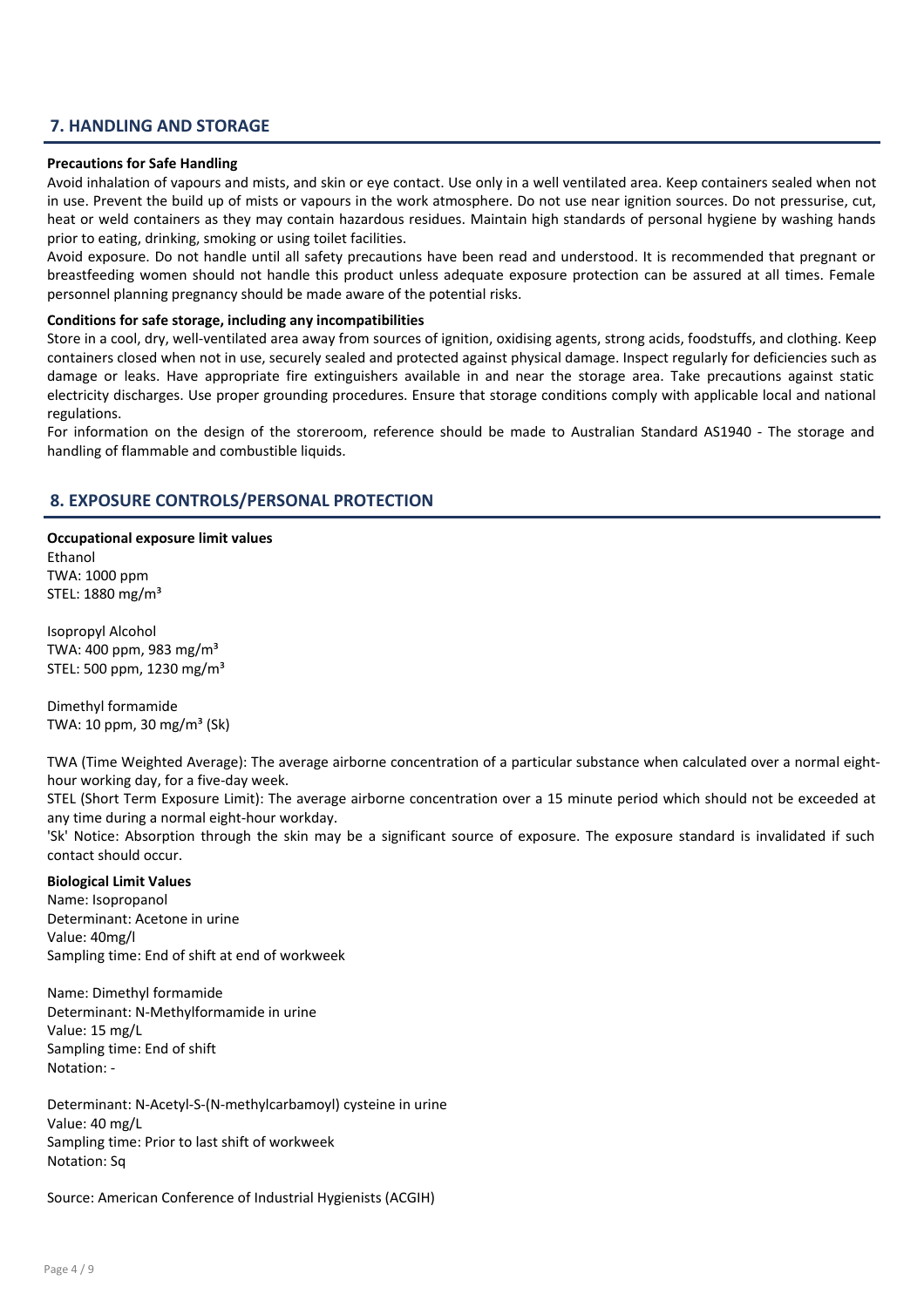## 7. HANDLING AND STORAGE

**Precautions for Safe Handling**

Avoid inhalation of vapours and mists, and skin or eye contact. Use only in a well ventilated area. Keep containers sealed when not in use. Prevent the build up of mists or vapours in the work atmosphere. Do not use near ignition sources. Do not pressurise, cut, heat or weld containers as they may contain hazardous residues. Maintain high standards of personal hygiene by washing hands prior to eating, drinking, smoking or using toilet facilities.

Avoid exposure. Do not handle until all safety precautions have been read and understood. It is recommended that pregnant or breastfeeding women should not handle this product unless adequate exposure protection can be assured at all times. Female personnel planning pregnancy should be made aware of the potential risks.

**Conditions for safe storage, including any incompatibilities**

Store in a cool, dry, well-ventilated area away from sources of ignition, oxidising agents, strong acids, foodstuffs, and clothing. Keep containers closed when not in use, securely sealed and protected against physical damage. Inspect regularly for deficiencies such as damage or leaks. Have appropriate fire extinguishers available in and near the storage area. Take precautions against static electricity discharges. Use proper grounding procedures. Ensure that storage conditions comply with applicable local and national regulations.

For information on the design of the storeroom, reference should be made to Australian Standard AS1940 - The storage and handling of flammable and combustible liquids.

## 8. EXPOSURE CONTROLS/PERSONAL PROTECTION

**Occupational exposure limit values**

Ethanol
TWA: 1000 ppm
STEL: 1880 mg/m³

Isopropyl Alcohol
TWA: 400 ppm, 983 mg/m³
STEL: 500 ppm, 1230 mg/m³

Dimethyl formamide
TWA: 10 ppm, 30 mg/m³ (Sk)

TWA (Time Weighted Average): The average airborne concentration of a particular substance when calculated over a normal eight-hour working day, for a five-day week.

STEL (Short Term Exposure Limit): The average airborne concentration over a 15 minute period which should not be exceeded at any time during a normal eight-hour workday.

'Sk' Notice: Absorption through the skin may be a significant source of exposure. The exposure standard is invalidated if such contact should occur.

**Biological Limit Values**

Name: Isopropanol
Determinant: Acetone in urine
Value: 40mg/l
Sampling time: End of shift at end of workweek

Name: Dimethyl formamide
Determinant: N-Methylformamide in urine
Value: 15 mg/L
Sampling time: End of shift
Notation: -

Determinant: N-Acetyl-S-(N-methylcarbamoyl) cysteine in urine
Value: 40 mg/L
Sampling time: Prior to last shift of workweek
Notation: Sq

Source: American Conference of Industrial Hygienists (ACGIH)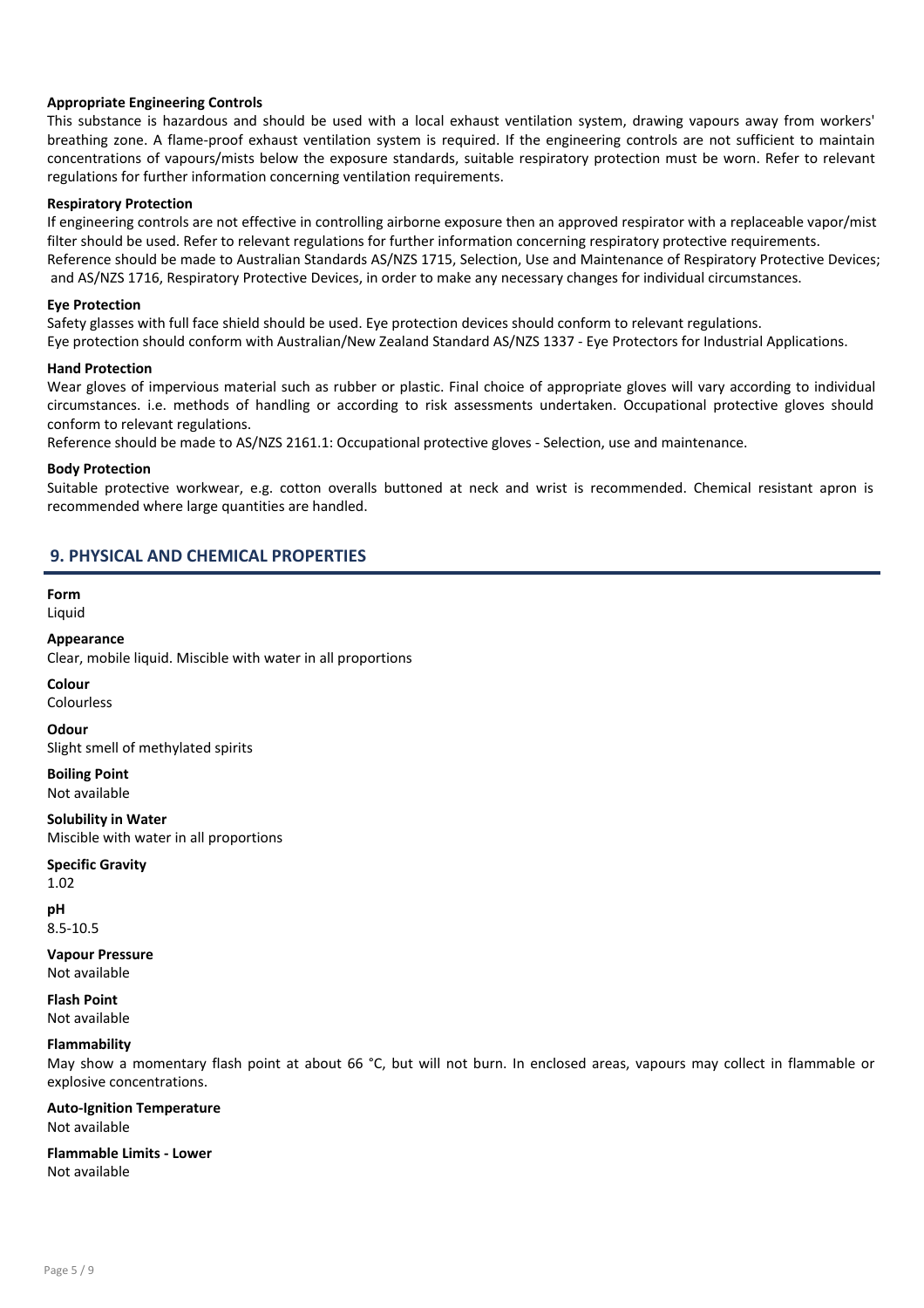**Appropriate Engineering Controls**

This substance is hazardous and should be used with a local exhaust ventilation system, drawing vapours away from workers' breathing zone. A flame-proof exhaust ventilation system is required. If the engineering controls are not sufficient to maintain concentrations of vapours/mists below the exposure standards, suitable respiratory protection must be worn. Refer to relevant regulations for further information concerning ventilation requirements.

**Respiratory Protection**

If engineering controls are not effective in controlling airborne exposure then an approved respirator with a replaceable vapor/mist filter should be used. Refer to relevant regulations for further information concerning respiratory protective requirements.
Reference should be made to Australian Standards AS/NZS 1715, Selection, Use and Maintenance of Respiratory Protective Devices; and AS/NZS 1716, Respiratory Protective Devices, in order to make any necessary changes for individual circumstances.

**Eye Protection**

Safety glasses with full face shield should be used. Eye protection devices should conform to relevant regulations.
Eye protection should conform with Australian/New Zealand Standard AS/NZS 1337 - Eye Protectors for Industrial Applications.

**Hand Protection**

Wear gloves of impervious material such as rubber or plastic. Final choice of appropriate gloves will vary according to individual circumstances. i.e. methods of handling or according to risk assessments undertaken. Occupational protective gloves should conform to relevant regulations.
Reference should be made to AS/NZS 2161.1: Occupational protective gloves - Selection, use and maintenance.

**Body Protection**

Suitable protective workwear, e.g. cotton overalls buttoned at neck and wrist is recommended. Chemical resistant apron is recommended where large quantities are handled.

## 9. PHYSICAL AND CHEMICAL PROPERTIES

**Form**
Liquid

**Appearance**
Clear, mobile liquid. Miscible with water in all proportions

**Colour**
Colourless

**Odour**
Slight smell of methylated spirits

**Boiling Point**
Not available

**Solubility in Water**
Miscible with water in all proportions

**Specific Gravity**
1.02

**pH**
8.5-10.5

**Vapour Pressure**
Not available

**Flash Point**
Not available

**Flammability**
May show a momentary flash point at about 66 °C, but will not burn. In enclosed areas, vapours may collect in flammable or explosive concentrations.

**Auto-Ignition Temperature**
Not available

**Flammable Limits - Lower**
Not available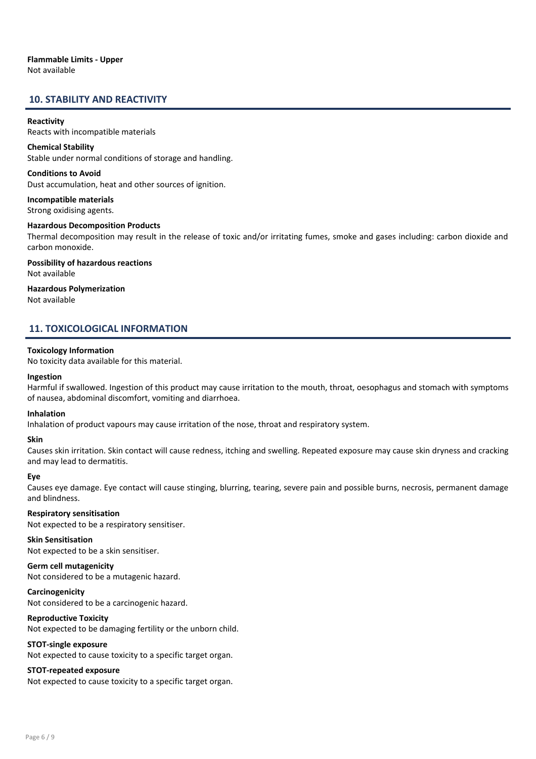**Flammable Limits - Upper**
Not available

## 10. STABILITY AND REACTIVITY

**Reactivity**
Reacts with incompatible materials

**Chemical Stability**
Stable under normal conditions of storage and handling.

**Conditions to Avoid**
Dust accumulation, heat and other sources of ignition.

**Incompatible materials**
Strong oxidising agents.

**Hazardous Decomposition Products**
Thermal decomposition may result in the release of toxic and/or irritating fumes, smoke and gases including: carbon dioxide and carbon monoxide.

**Possibility of hazardous reactions**
Not available

**Hazardous Polymerization**
Not available

## 11. TOXICOLOGICAL INFORMATION

**Toxicology Information**
No toxicity data available for this material.

**Ingestion**
Harmful if swallowed. Ingestion of this product may cause irritation to the mouth, throat, oesophagus and stomach with symptoms of nausea, abdominal discomfort, vomiting and diarrhoea.

**Inhalation**
Inhalation of product vapours may cause irritation of the nose, throat and respiratory system.

**Skin**
Causes skin irritation. Skin contact will cause redness, itching and swelling. Repeated exposure may cause skin dryness and cracking and may lead to dermatitis.

**Eye**
Causes eye damage. Eye contact will cause stinging, blurring, tearing, severe pain and possible burns, necrosis, permanent damage and blindness.

**Respiratory sensitisation**
Not expected to be a respiratory sensitiser.

**Skin Sensitisation**
Not expected to be a skin sensitiser.

**Germ cell mutagenicity**
Not considered to be a mutagenic hazard.

**Carcinogenicity**
Not considered to be a carcinogenic hazard.

**Reproductive Toxicity**
Not expected to be damaging fertility or the unborn child.

**STOT-single exposure**
Not expected to cause toxicity to a specific target organ.

**STOT-repeated exposure**
Not expected to cause toxicity to a specific target organ.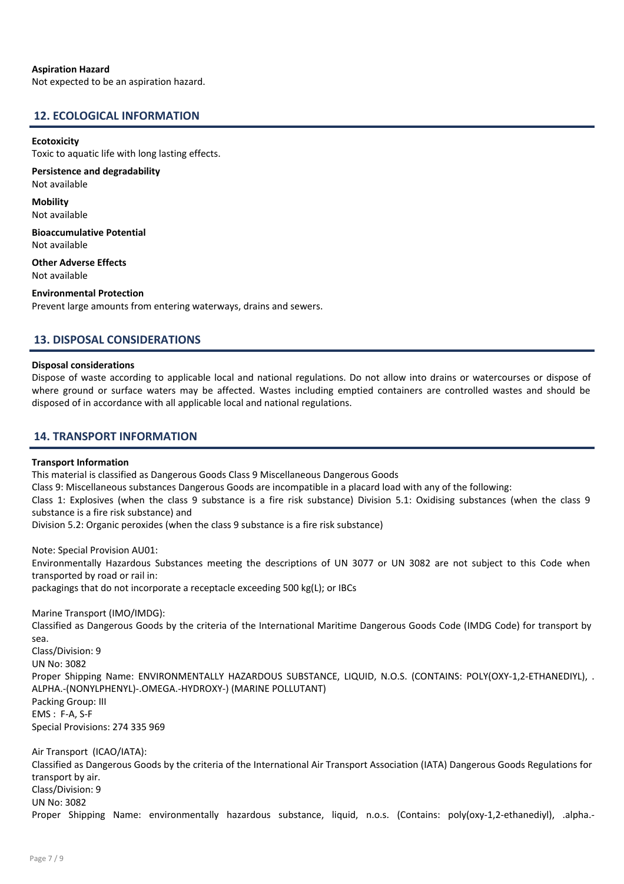**Aspiration Hazard**
Not expected to be an aspiration hazard.

## 12. ECOLOGICAL INFORMATION

**Ecotoxicity**
Toxic to aquatic life with long lasting effects.

**Persistence and degradability**
Not available

**Mobility**
Not available

**Bioaccumulative Potential**
Not available

**Other Adverse Effects**
Not available

**Environmental Protection**
Prevent large amounts from entering waterways, drains and sewers.

## 13. DISPOSAL CONSIDERATIONS

**Disposal considerations**
Dispose of waste according to applicable local and national regulations. Do not allow into drains or watercourses or dispose of where ground or surface waters may be affected. Wastes including emptied containers are controlled wastes and should be disposed of in accordance with all applicable local and national regulations.

## 14. TRANSPORT INFORMATION

**Transport Information**
This material is classified as Dangerous Goods Class 9 Miscellaneous Dangerous Goods
Class 9: Miscellaneous substances Dangerous Goods are incompatible in a placard load with any of the following:
Class 1: Explosives (when the class 9 substance is a fire risk substance) Division 5.1: Oxidising substances (when the class 9 substance is a fire risk substance) and
Division 5.2: Organic peroxides (when the class 9 substance is a fire risk substance)

Note: Special Provision AU01:
Environmentally Hazardous Substances meeting the descriptions of UN 3077 or UN 3082 are not subject to this Code when transported by road or rail in:
packagings that do not incorporate a receptacle exceeding 500 kg(L); or IBCs

Marine Transport (IMO/IMDG):
Classified as Dangerous Goods by the criteria of the International Maritime Dangerous Goods Code (IMDG Code) for transport by sea.
Class/Division: 9
UN No: 3082
Proper Shipping Name: ENVIRONMENTALLY HAZARDOUS SUBSTANCE, LIQUID, N.O.S. (CONTAINS: POLY(OXY-1,2-ETHANEDIYL), .ALPHA.-(NONYLPHENYL)-.OMEGA.-HYDROXY-) (MARINE POLLUTANT)
Packing Group: III
EMS : F-A, S-F
Special Provisions: 274 335 969

Air Transport (ICAO/IATA):
Classified as Dangerous Goods by the criteria of the International Air Transport Association (IATA) Dangerous Goods Regulations for transport by air.
Class/Division: 9
UN No: 3082
Proper Shipping Name: environmentally hazardous substance, liquid, n.o.s. (Contains: poly(oxy-1,2-ethanediyl), .alpha.-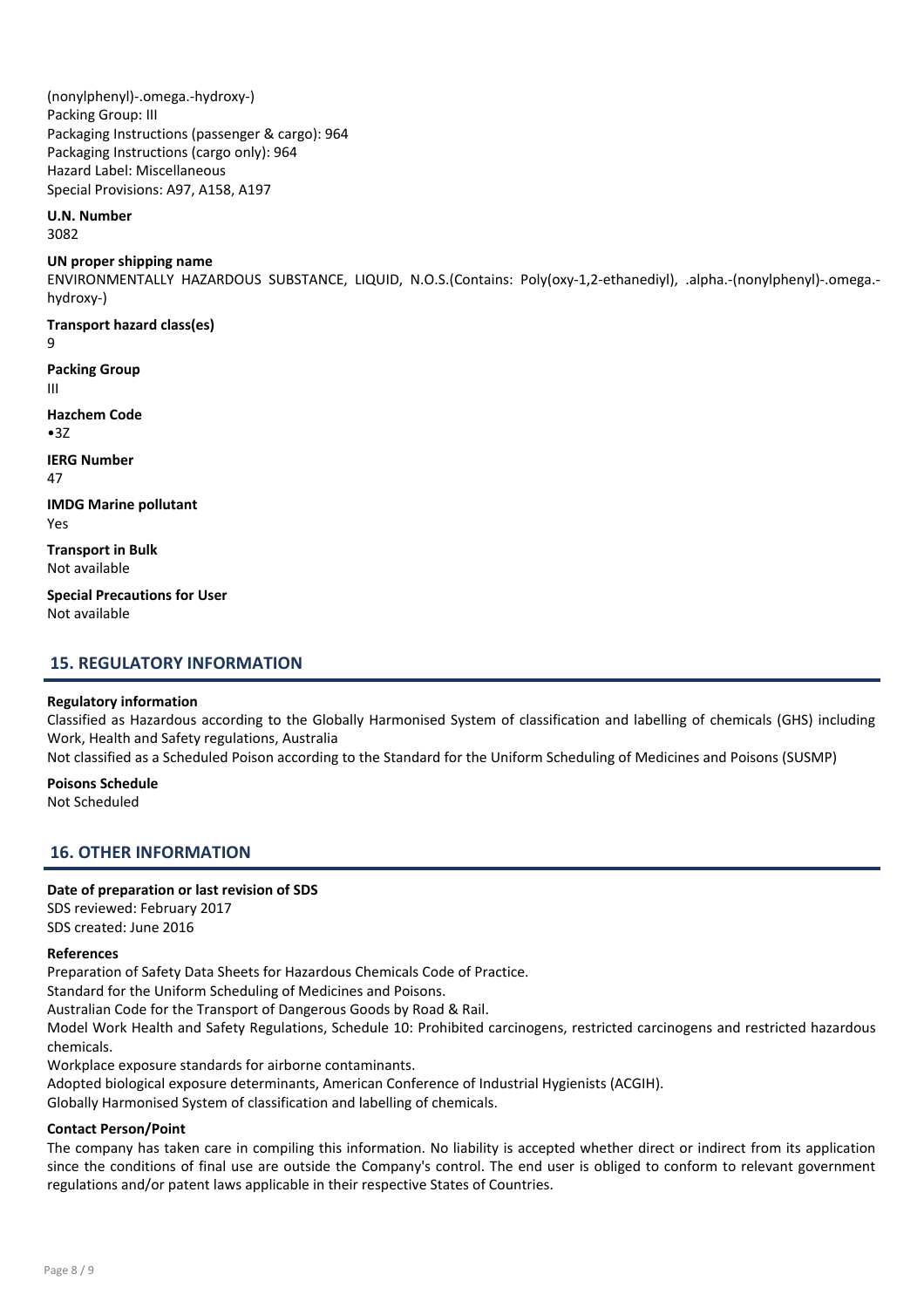(nonylphenyl)-.omega.-hydroxy-)
Packing Group: III
Packaging Instructions (passenger & cargo): 964
Packaging Instructions (cargo only): 964
Hazard Label: Miscellaneous
Special Provisions: A97, A158, A197

**U.N. Number**
3082

**UN proper shipping name**
ENVIRONMENTALLY HAZARDOUS SUBSTANCE, LIQUID, N.O.S.(Contains: Poly(oxy-1,2-ethanediyl), .alpha.-(nonylphenyl)-.omega.-hydroxy-)

**Transport hazard class(es)**
9

**Packing Group**
III

**Hazchem Code**
•3Z

**IERG Number**
47

**IMDG Marine pollutant**
Yes

**Transport in Bulk**
Not available

**Special Precautions for User**
Not available

## 15. REGULATORY INFORMATION

**Regulatory information**
Classified as Hazardous according to the Globally Harmonised System of classification and labelling of chemicals (GHS) including Work, Health and Safety regulations, Australia
Not classified as a Scheduled Poison according to the Standard for the Uniform Scheduling of Medicines and Poisons (SUSMP)

**Poisons Schedule**
Not Scheduled

## 16. OTHER INFORMATION

**Date of preparation or last revision of SDS**
SDS reviewed: February 2017
SDS created: June 2016

**References**
Preparation of Safety Data Sheets for Hazardous Chemicals Code of Practice.
Standard for the Uniform Scheduling of Medicines and Poisons.
Australian Code for the Transport of Dangerous Goods by Road & Rail.
Model Work Health and Safety Regulations, Schedule 10: Prohibited carcinogens, restricted carcinogens and restricted hazardous chemicals.
Workplace exposure standards for airborne contaminants.
Adopted biological exposure determinants, American Conference of Industrial Hygienists (ACGIH).
Globally Harmonised System of classification and labelling of chemicals.

**Contact Person/Point**
The company has taken care in compiling this information. No liability is accepted whether direct or indirect from its application since the conditions of final use are outside the Company's control. The end user is obliged to conform to relevant government regulations and/or patent laws applicable in their respective States of Countries.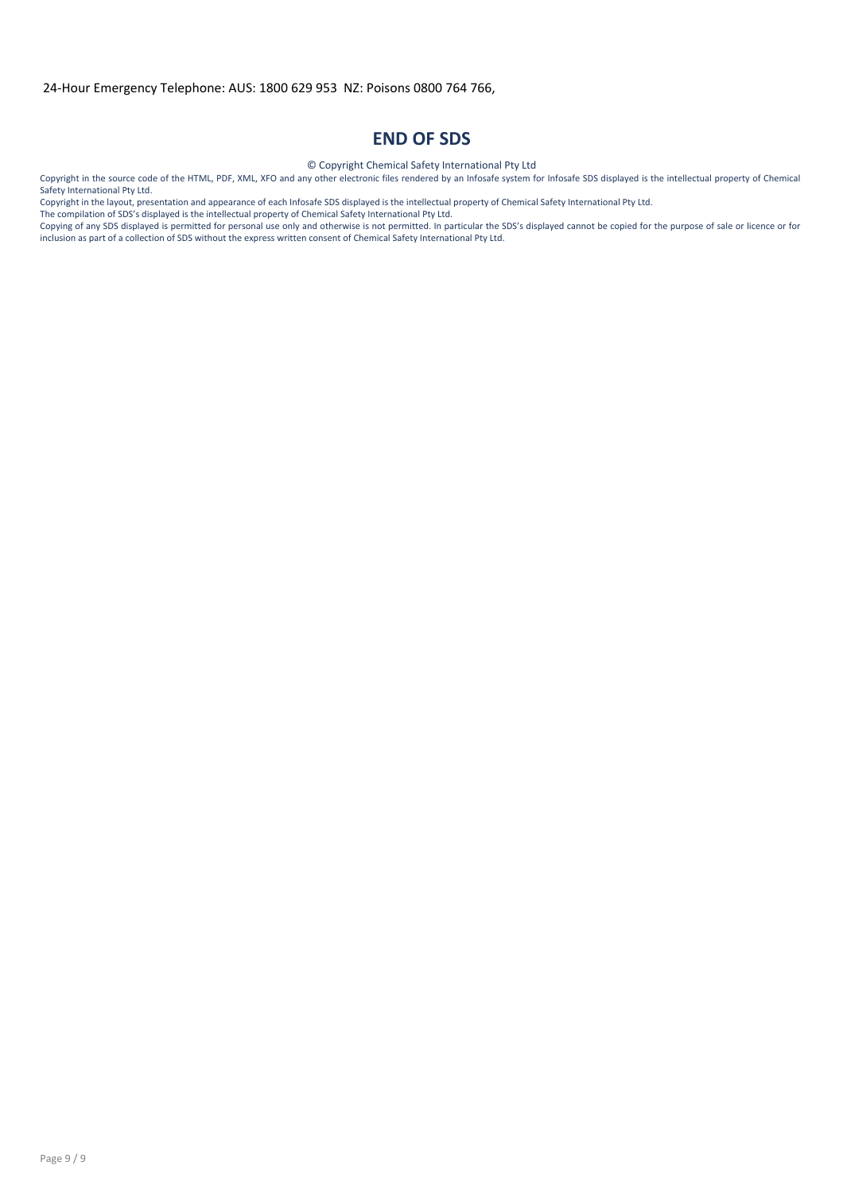24-Hour Emergency Telephone: AUS: 1800 629 953 NZ: Poisons 0800 764 766,

## END OF SDS

© Copyright Chemical Safety International Pty Ltd

Copyright in the source code of the HTML, PDF, XML, XFO and any other electronic files rendered by an Infosafe system for Infosafe SDS displayed is the intellectual property of Chemical Safety International Pty Ltd.

Copyright in the layout, presentation and appearance of each Infosafe SDS displayed is the intellectual property of Chemical Safety International Pty Ltd.

The compilation of SDS's displayed is the intellectual property of Chemical Safety International Pty Ltd.

Copying of any SDS displayed is permitted for personal use only and otherwise is not permitted. In particular the SDS's displayed cannot be copied for the purpose of sale or licence or for inclusion as part of a collection of SDS without the express written consent of Chemical Safety International Pty Ltd.